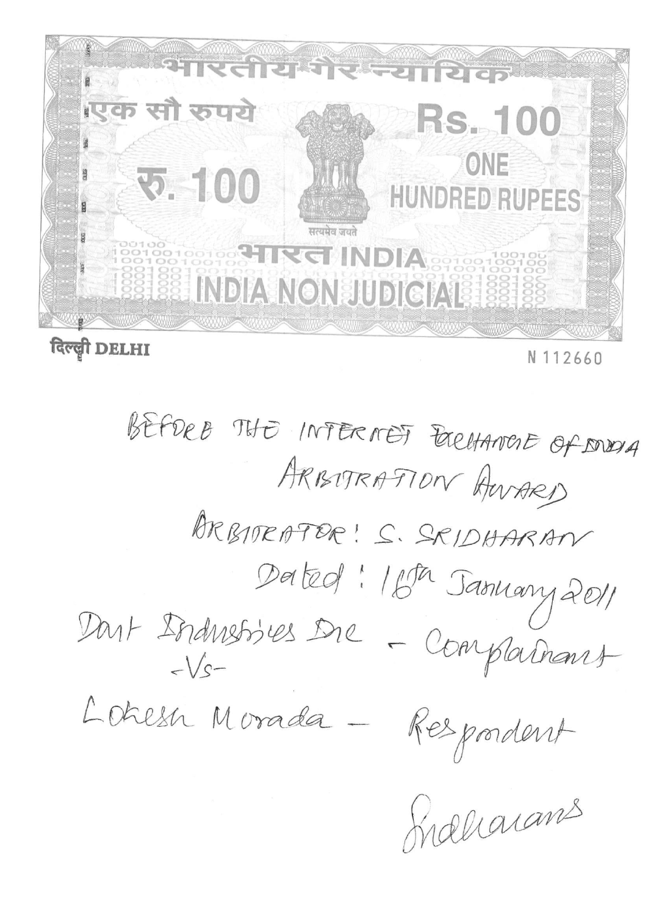भारतीय गैर न्यायिक

एक सौ रुपये

Rs. 100

रु. 100

ONE HUNDRED RUPEES

सत्यमेव जयते

भारत INDIA

INDIA NON JUDICIAL

दिल्ली DELHI

N 112660

BEFORE THE INTERNET EXCHANGE OF INDIA

ARBITRATION AWARD

ARBITRATOR: S. SRIDHARAN

Dated: 16th January 2011

Dart Industries Inc - Complainant

-Vs-

Lokesh Morada - Respondent

Sridharan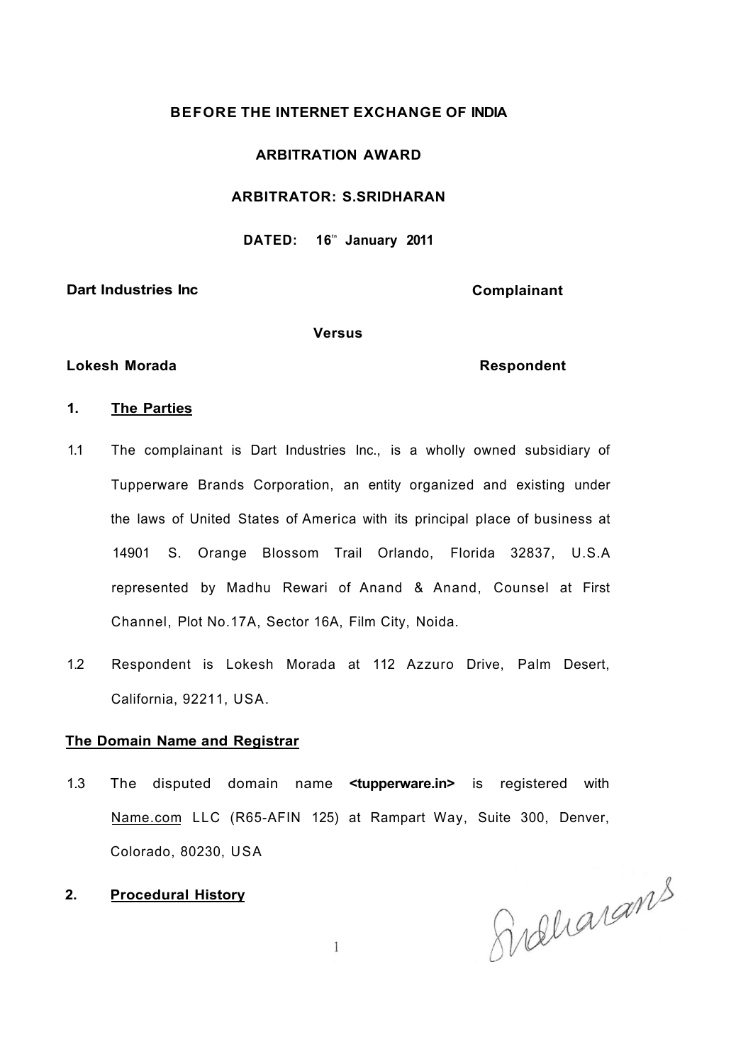**BEFORE THE INTERNET EXCHANGE OF INDIA**

**ARBITRATION AWARD**

**ARBITRATOR: S.SRIDHARAN**

**DATED: 16th January 2011**

**Dart Industries Inc** **Complainant**

**Versus**

**Lokesh Morada** **Respondent**

## 1. The Parties

1.1 The complainant is Dart Industries Inc., is a wholly owned subsidiary of Tupperware Brands Corporation, an entity organized and existing under the laws of United States of America with its principal place of business at 14901 S. Orange Blossom Trail Orlando, Florida 32837, U.S.A represented by Madhu Rewari of Anand & Anand, Counsel at First Channel, Plot No.17A, Sector 16A, Film City, Noida.

1.2 Respondent is Lokesh Morada at 112 Azzuro Drive, Palm Desert, California, 92211, USA.

## The Domain Name and Registrar

1.3 The disputed domain name **<tupperware.in>** is registered with Name.com LLC (R65-AFIN 125) at Rampart Way, Suite 300, Denver, Colorado, 80230, USA

## 2. Procedural History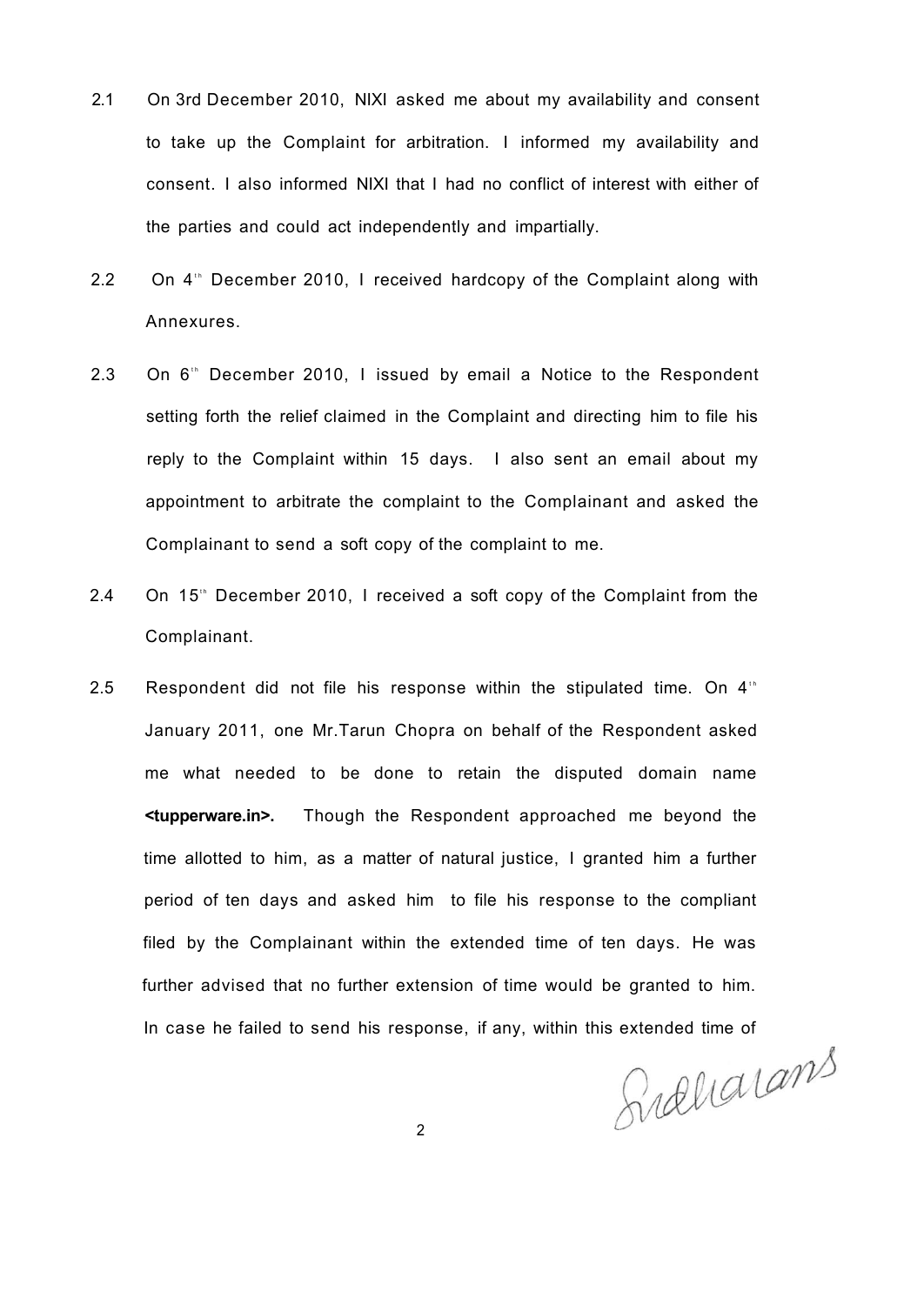2.1 On 3rd December 2010, NIXI asked me about my availability and consent to take up the Complaint for arbitration. I informed my availability and consent. I also informed NIXI that I had no conflict of interest with either of the parties and could act independently and impartially.

2.2 On 4th December 2010, I received hardcopy of the Complaint along with Annexures.

2.3 On 6th December 2010, I issued by email a Notice to the Respondent setting forth the relief claimed in the Complaint and directing him to file his reply to the Complaint within 15 days. I also sent an email about my appointment to arbitrate the complaint to the Complainant and asked the Complainant to send a soft copy of the complaint to me.

2.4 On 15th December 2010, I received a soft copy of the Complaint from the Complainant.

2.5 Respondent did not file his response within the stipulated time. On 4th January 2011, one Mr.Tarun Chopra on behalf of the Respondent asked me what needed to be done to retain the disputed domain name **<tupperware.in>.** Though the Respondent approached me beyond the time allotted to him, as a matter of natural justice, I granted him a further period of ten days and asked him to file his response to the compliant filed by the Complainant within the extended time of ten days. He was further advised that no further extension of time would be granted to him. In case he failed to send his response, if any, within this extended time of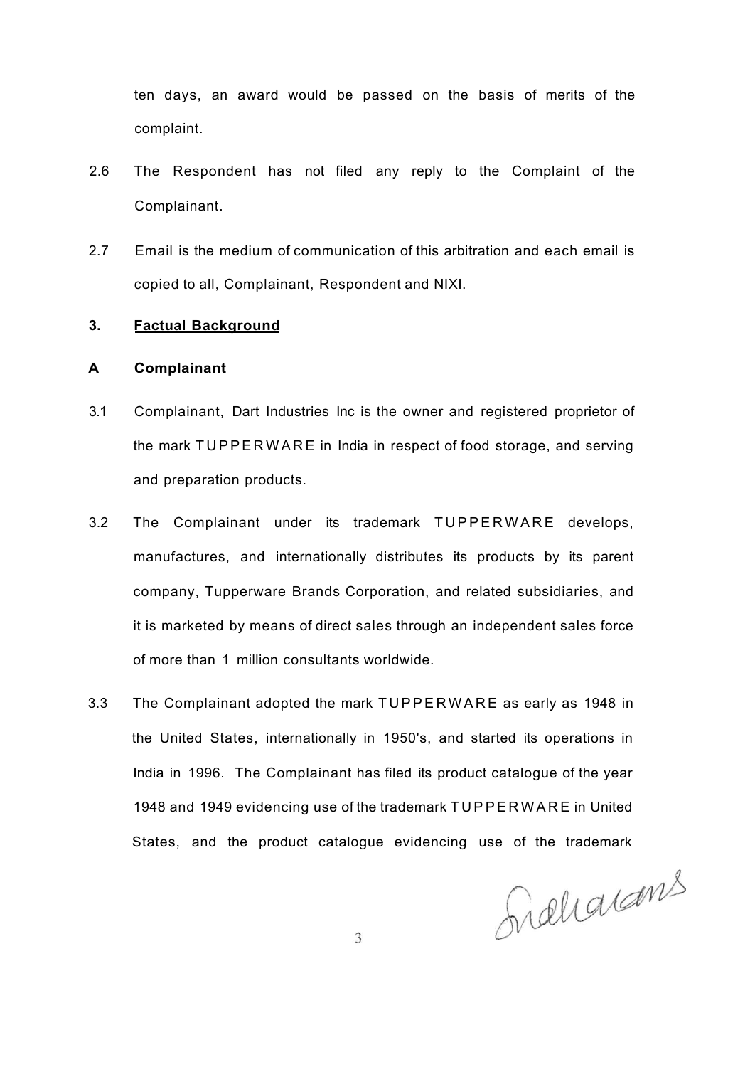ten days, an award would be passed on the basis of merits of the complaint.

2.6 The Respondent has not filed any reply to the Complaint of the Complainant.

2.7 Email is the medium of communication of this arbitration and each email is copied to all, Complainant, Respondent and NIXI.

**3. Factual Background**

**A Complainant**

3.1 Complainant, Dart Industries Inc is the owner and registered proprietor of the mark TUPPERWARE in India in respect of food storage, and serving and preparation products.

3.2 The Complainant under its trademark TUPPERWARE develops, manufactures, and internationally distributes its products by its parent company, Tupperware Brands Corporation, and related subsidiaries, and it is marketed by means of direct sales through an independent sales force of more than 1 million consultants worldwide.

3.3 The Complainant adopted the mark TUPPERWARE as early as 1948 in the United States, internationally in 1950's, and started its operations in India in 1996. The Complainant has filed its product catalogue of the year 1948 and 1949 evidencing use of the trademark TUPPERWARE in United States, and the product catalogue evidencing use of the trademark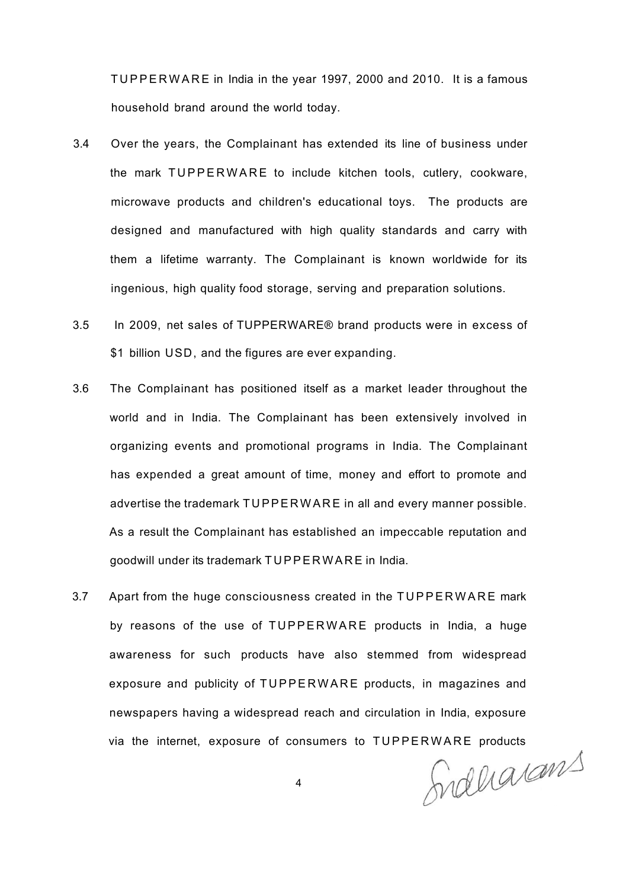TUPPERWARE in India in the year 1997, 2000 and 2010. It is a famous household brand around the world today.

3.4 Over the years, the Complainant has extended its line of business under the mark TUPPERWARE to include kitchen tools, cutlery, cookware, microwave products and children's educational toys. The products are designed and manufactured with high quality standards and carry with them a lifetime warranty. The Complainant is known worldwide for its ingenious, high quality food storage, serving and preparation solutions.

3.5 In 2009, net sales of TUPPERWARE® brand products were in excess of $1 billion USD, and the figures are ever expanding.

3.6 The Complainant has positioned itself as a market leader throughout the world and in India. The Complainant has been extensively involved in organizing events and promotional programs in India. The Complainant has expended a great amount of time, money and effort to promote and advertise the trademark TUPPERWARE in all and every manner possible. As a result the Complainant has established an impeccable reputation and goodwill under its trademark TUPPERWARE in India.

3.7 Apart from the huge consciousness created in the TUPPERWARE mark by reasons of the use of TUPPERWARE products in India, a huge awareness for such products have also stemmed from widespread exposure and publicity of TUPPERWARE products, in magazines and newspapers having a widespread reach and circulation in India, exposure via the internet, exposure of consumers to TUPPERWARE products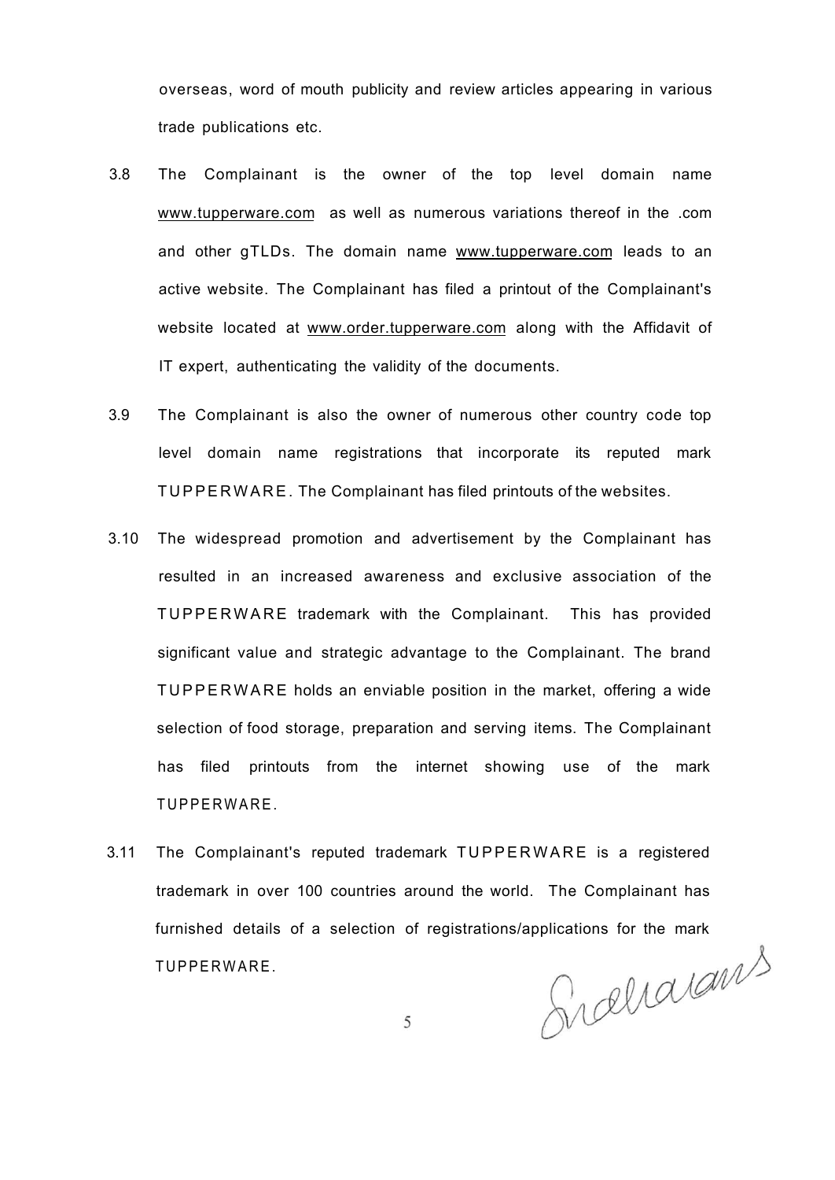overseas, word of mouth publicity and review articles appearing in various trade publications etc.

3.8 The Complainant is the owner of the top level domain name www.tupperware.com as well as numerous variations thereof in the .com and other gTLDs. The domain name www.tupperware.com leads to an active website. The Complainant has filed a printout of the Complainant's website located at www.order.tupperware.com along with the Affidavit of IT expert, authenticating the validity of the documents.

3.9 The Complainant is also the owner of numerous other country code top level domain name registrations that incorporate its reputed mark TUPPERWARE. The Complainant has filed printouts of the websites.

3.10 The widespread promotion and advertisement by the Complainant has resulted in an increased awareness and exclusive association of the TUPPERWARE trademark with the Complainant. This has provided significant value and strategic advantage to the Complainant. The brand TUPPERWARE holds an enviable position in the market, offering a wide selection of food storage, preparation and serving items. The Complainant has filed printouts from the internet showing use of the mark TUPPERWARE.

3.11 The Complainant's reputed trademark TUPPERWARE is a registered trademark in over 100 countries around the world. The Complainant has furnished details of a selection of registrations/applications for the mark TUPPERWARE.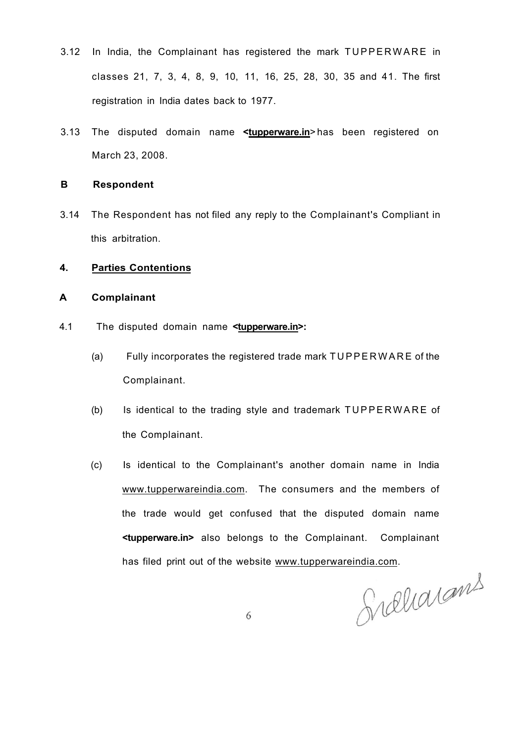3.12 In India, the Complainant has registered the mark TUPPERWARE in classes 21, 7, 3, 4, 8, 9, 10, 11, 16, 25, 28, 30, 35 and 41. The first registration in India dates back to 1977.

3.13 The disputed domain name **<tupperware.in>** has been registered on March 23, 2008.

**B Respondent**

3.14 The Respondent has not filed any reply to the Complainant's Compliant in this arbitration.

## 4. Parties Contentions

**A Complainant**

4.1 The disputed domain name **<tupperware.in>:**

(a) Fully incorporates the registered trade mark TUPPERWARE of the Complainant.

(b) Is identical to the trading style and trademark TUPPERWARE of the Complainant.

(c) Is identical to the Complainant's another domain name in India www.tupperwareindia.com. The consumers and the members of the trade would get confused that the disputed domain name **<tupperware.in>** also belongs to the Complainant. Complainant has filed print out of the website www.tupperwareindia.com.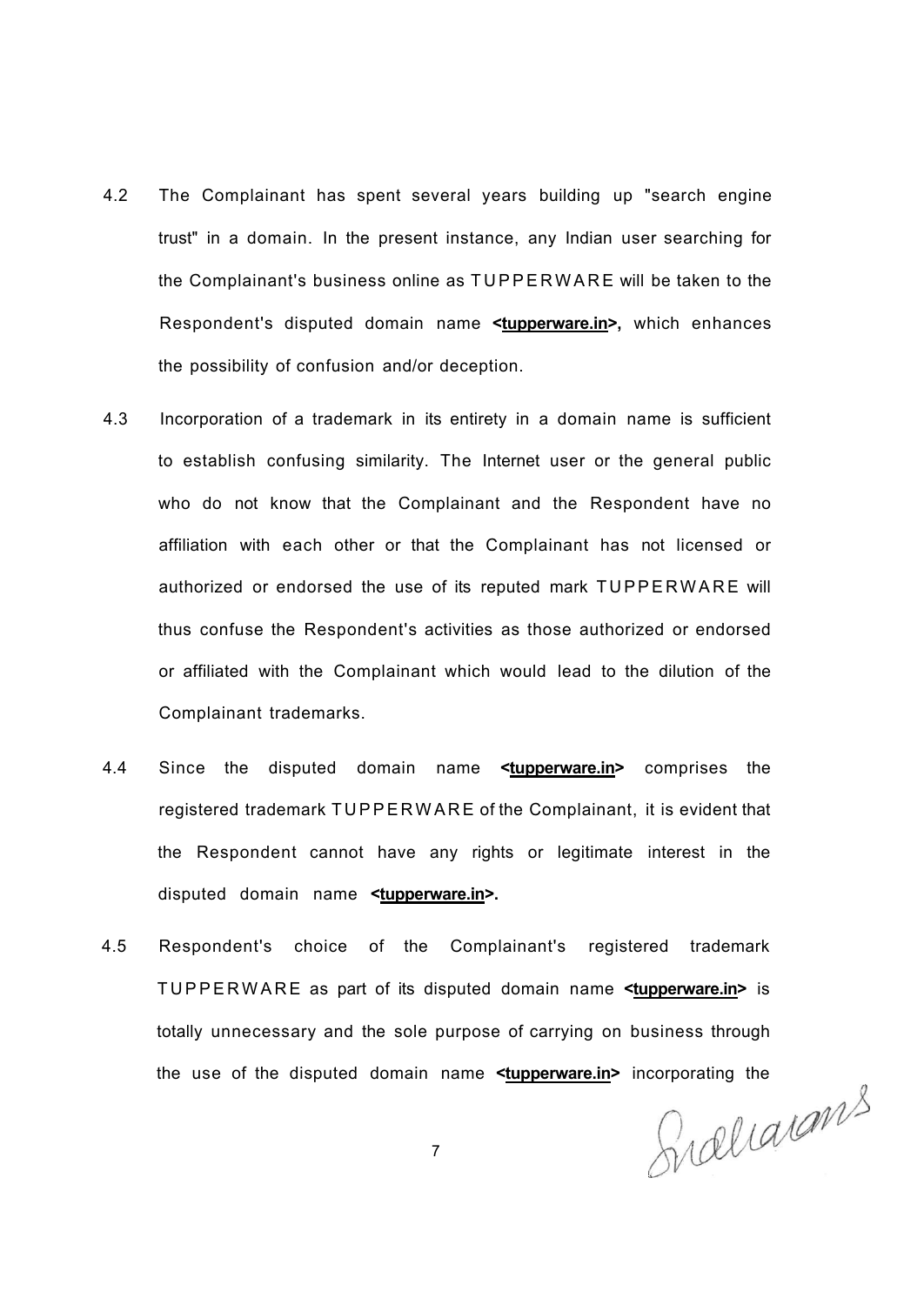4.2 The Complainant has spent several years building up "search engine trust" in a domain. In the present instance, any Indian user searching for the Complainant's business online as TUPPERWARE will be taken to the Respondent's disputed domain name **<tupperware.in>,** which enhances the possibility of confusion and/or deception.

4.3 Incorporation of a trademark in its entirety in a domain name is sufficient to establish confusing similarity. The Internet user or the general public who do not know that the Complainant and the Respondent have no affiliation with each other or that the Complainant has not licensed or authorized or endorsed the use of its reputed mark TUPPERWARE will thus confuse the Respondent's activities as those authorized or endorsed or affiliated with the Complainant which would lead to the dilution of the Complainant trademarks.

4.4 Since the disputed domain name **<tupperware.in>** comprises the registered trademark TUPPERWARE of the Complainant, it is evident that the Respondent cannot have any rights or legitimate interest in the disputed domain name **<tupperware.in>.**

4.5 Respondent's choice of the Complainant's registered trademark TUPPERWARE as part of its disputed domain name **<tupperware.in>** is totally unnecessary and the sole purpose of carrying on business through the use of the disputed domain name **<tupperware.in>** incorporating the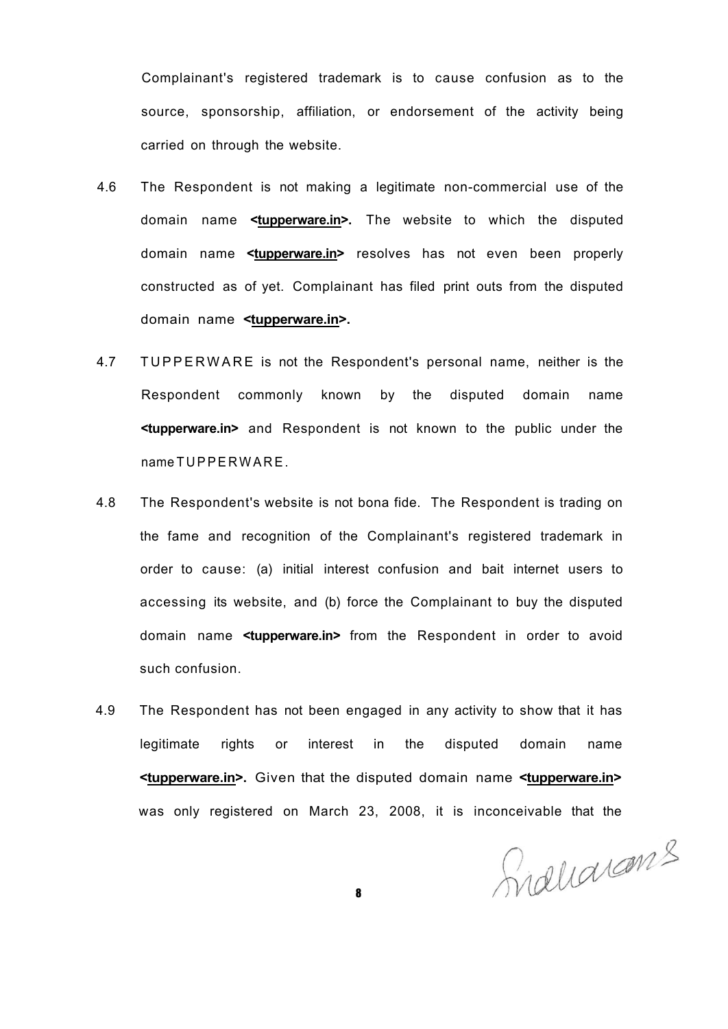Complainant's registered trademark is to cause confusion as to the source, sponsorship, affiliation, or endorsement of the activity being carried on through the website.

4.6 The Respondent is not making a legitimate non-commercial use of the domain name **<tupperware.in>.** The website to which the disputed domain name **<tupperware.in>** resolves has not even been properly constructed as of yet. Complainant has filed print outs from the disputed domain name **<tupperware.in>.**

4.7 TUPPERWARE is not the Respondent's personal name, neither is the Respondent commonly known by the disputed domain name **<tupperware.in>** and Respondent is not known to the public under the name TUPPERWARE.

4.8 The Respondent's website is not bona fide. The Respondent is trading on the fame and recognition of the Complainant's registered trademark in order to cause: (a) initial interest confusion and bait internet users to accessing its website, and (b) force the Complainant to buy the disputed domain name **<tupperware.in>** from the Respondent in order to avoid such confusion.

4.9 The Respondent has not been engaged in any activity to show that it has legitimate rights or interest in the disputed domain name **<tupperware.in>.** Given that the disputed domain name **<tupperware.in>** was only registered on March 23, 2008, it is inconceivable that the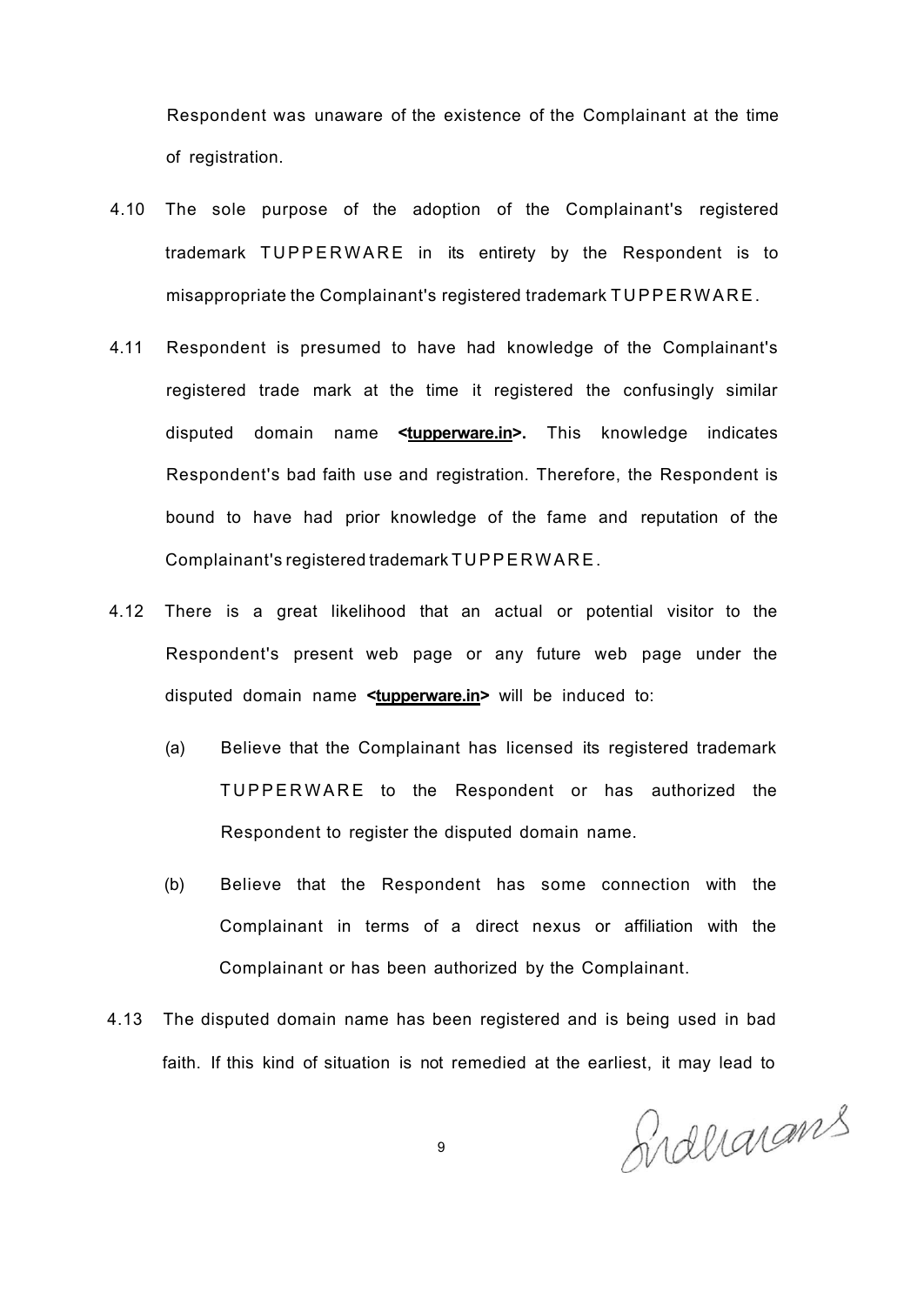Respondent was unaware of the existence of the Complainant at the time of registration.

4.10 The sole purpose of the adoption of the Complainant's registered trademark TUPPERWARE in its entirety by the Respondent is to misappropriate the Complainant's registered trademark TUPPERWARE.

4.11 Respondent is presumed to have had knowledge of the Complainant's registered trade mark at the time it registered the confusingly similar disputed domain name **<tupperware.in>.** This knowledge indicates Respondent's bad faith use and registration. Therefore, the Respondent is bound to have had prior knowledge of the fame and reputation of the Complainant's registered trademark TUPPERWARE.

4.12 There is a great likelihood that an actual or potential visitor to the Respondent's present web page or any future web page under the disputed domain name **<tupperware.in>** will be induced to:

(a) Believe that the Complainant has licensed its registered trademark TUPPERWARE to the Respondent or has authorized the Respondent to register the disputed domain name.

(b) Believe that the Respondent has some connection with the Complainant in terms of a direct nexus or affiliation with the Complainant or has been authorized by the Complainant.

4.13 The disputed domain name has been registered and is being used in bad faith. If this kind of situation is not remedied at the earliest, it may lead to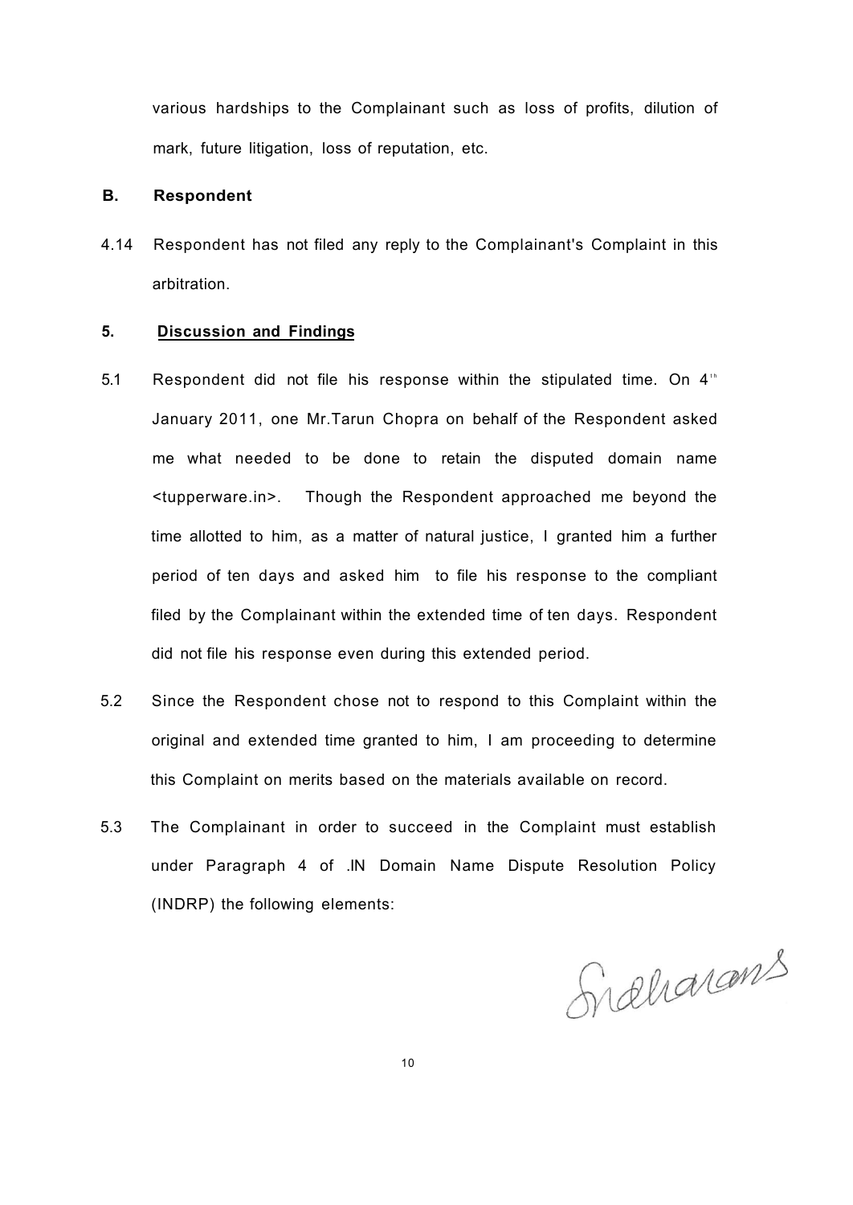various hardships to the Complainant such as loss of profits, dilution of mark, future litigation, loss of reputation, etc.

**B. Respondent**

4.14 Respondent has not filed any reply to the Complainant's Complaint in this arbitration.

**5. Discussion and Findings**

5.1 Respondent did not file his response within the stipulated time. On 4th January 2011, one Mr.Tarun Chopra on behalf of the Respondent asked me what needed to be done to retain the disputed domain name <tupperware.in>. Though the Respondent approached me beyond the time allotted to him, as a matter of natural justice, I granted him a further period of ten days and asked him to file his response to the compliant filed by the Complainant within the extended time of ten days. Respondent did not file his response even during this extended period.

5.2 Since the Respondent chose not to respond to this Complaint within the original and extended time granted to him, I am proceeding to determine this Complaint on merits based on the materials available on record.

5.3 The Complainant in order to succeed in the Complaint must establish under Paragraph 4 of .IN Domain Name Dispute Resolution Policy (INDRP) the following elements: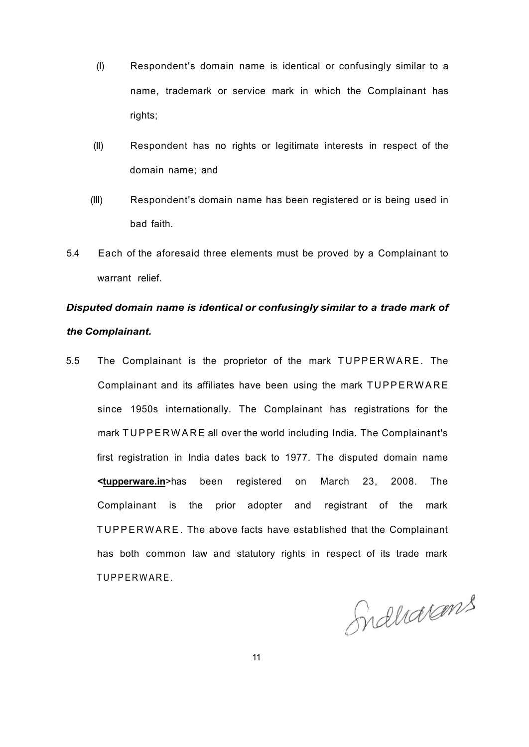(I) Respondent's domain name is identical or confusingly similar to a name, trademark or service mark in which the Complainant has rights;

(II) Respondent has no rights or legitimate interests in respect of the domain name; and

(III) Respondent's domain name has been registered or is being used in bad faith.

5.4 Each of the aforesaid three elements must be proved by a Complainant to warrant relief.

***Disputed domain name is identical or confusingly similar to a trade mark of the Complainant.***

5.5 The Complainant is the proprietor of the mark TUPPERWARE. The Complainant and its affiliates have been using the mark TUPPERWARE since 1950s internationally. The Complainant has registrations for the mark TUPPERWARE all over the world including India. The Complainant's first registration in India dates back to 1977. The disputed domain name **<tupperware.in>**has been registered on March 23, 2008. The Complainant is the prior adopter and registrant of the mark TUPPERWARE. The above facts have established that the Complainant has both common law and statutory rights in respect of its trade mark TUPPERWARE.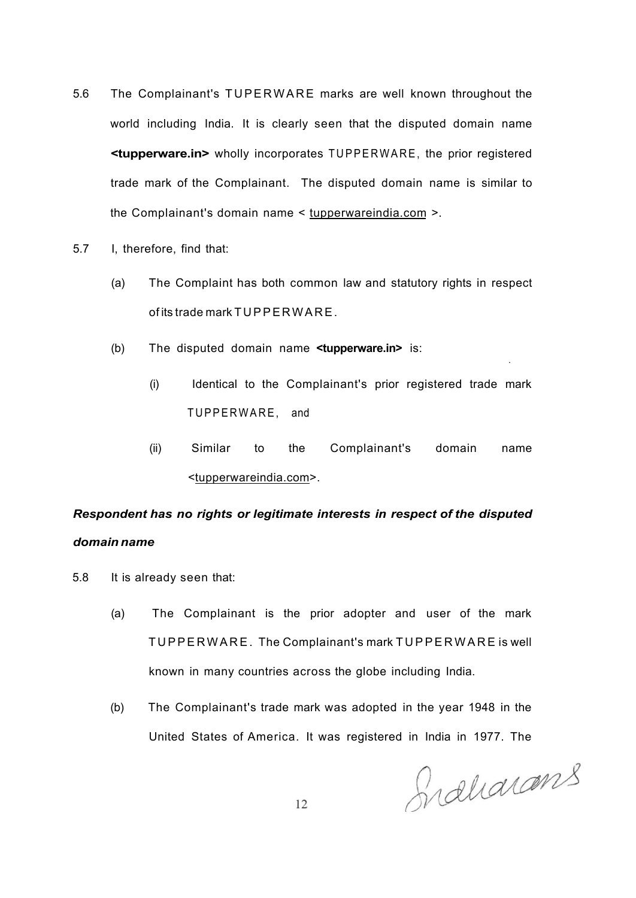5.6 The Complainant's TUPERWARE marks are well known throughout the world including India. It is clearly seen that the disputed domain name **<tupperware.in>** wholly incorporates TUPPERWARE, the prior registered trade mark of the Complainant. The disputed domain name is similar to the Complainant's domain name < tupperwareindia.com >.

5.7 I, therefore, find that:

(a) The Complaint has both common law and statutory rights in respect of its trade mark TUPPERWARE.

(b) The disputed domain name **<tupperware.in>** is:

(i) Identical to the Complainant's prior registered trade mark TUPPERWARE, and

(ii) Similar to the Complainant's domain name <tupperwareindia.com>.

***Respondent has no rights or legitimate interests in respect of the disputed domain name***

5.8 It is already seen that:

(a) The Complainant is the prior adopter and user of the mark TUPPERWARE. The Complainant's mark TUPPERWARE is well known in many countries across the globe including India.

(b) The Complainant's trade mark was adopted in the year 1948 in the United States of America. It was registered in India in 1977. The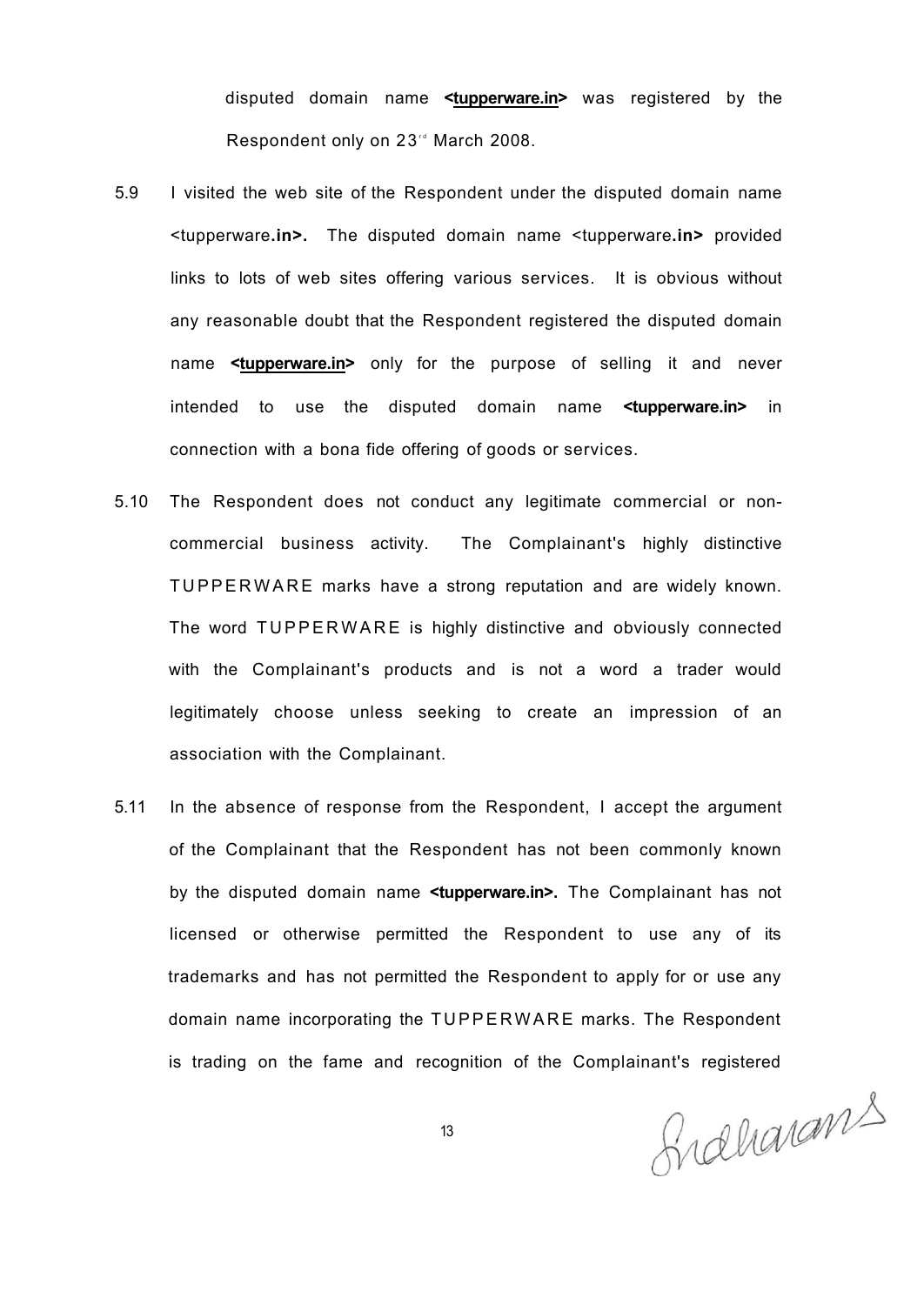disputed domain name **<tupperware.in>** was registered by the Respondent only on 23rd March 2008.

5.9 I visited the web site of the Respondent under the disputed domain name <tupperware**.in>.** The disputed domain name <tupperware**.in>** provided links to lots of web sites offering various services. It is obvious without any reasonable doubt that the Respondent registered the disputed domain name **<tupperware.in>** only for the purpose of selling it and never intended to use the disputed domain name **<tupperware.in>** in connection with a bona fide offering of goods or services.

5.10 The Respondent does not conduct any legitimate commercial or non-commercial business activity. The Complainant's highly distinctive TUPPERWARE marks have a strong reputation and are widely known. The word TUPPERWARE is highly distinctive and obviously connected with the Complainant's products and is not a word a trader would legitimately choose unless seeking to create an impression of an association with the Complainant.

5.11 In the absence of response from the Respondent, I accept the argument of the Complainant that the Respondent has not been commonly known by the disputed domain name **<tupperware.in>.** The Complainant has not licensed or otherwise permitted the Respondent to use any of its trademarks and has not permitted the Respondent to apply for or use any domain name incorporating the TUPPERWARE marks. The Respondent is trading on the fame and recognition of the Complainant's registered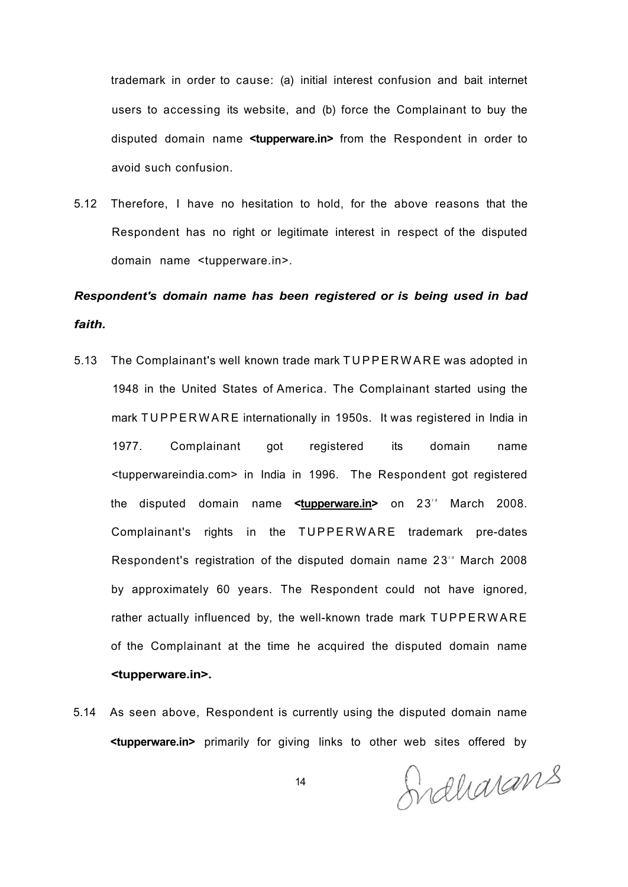trademark in order to cause: (a) initial interest confusion and bait internet users to accessing its website, and (b) force the Complainant to buy the disputed domain name **<tupperware.in>** from the Respondent in order to avoid such confusion.

5.12 Therefore, I have no hesitation to hold, for the above reasons that the Respondent has no right or legitimate interest in respect of the disputed domain name <tupperware.in>.

***Respondent's domain name has been registered or is being used in bad faith.***

5.13 The Complainant's well known trade mark TUPPERWARE was adopted in 1948 in the United States of America. The Complainant started using the mark TUPPERWARE internationally in 1950s. It was registered in India in 1977. Complainant got registered its domain name <tupperwareindia.com> in India in 1996. The Respondent got registered the disputed domain name **<tupperware.in>** on 23rd March 2008. Complainant's rights in the TUPPERWARE trademark pre-dates Respondent's registration of the disputed domain name 23rd March 2008 by approximately 60 years. The Respondent could not have ignored, rather actually influenced by, the well-known trade mark TUPPERWARE of the Complainant at the time he acquired the disputed domain name **<tupperware.in>.**

5.14 As seen above, Respondent is currently using the disputed domain name **<tupperware.in>** primarily for giving links to other web sites offered by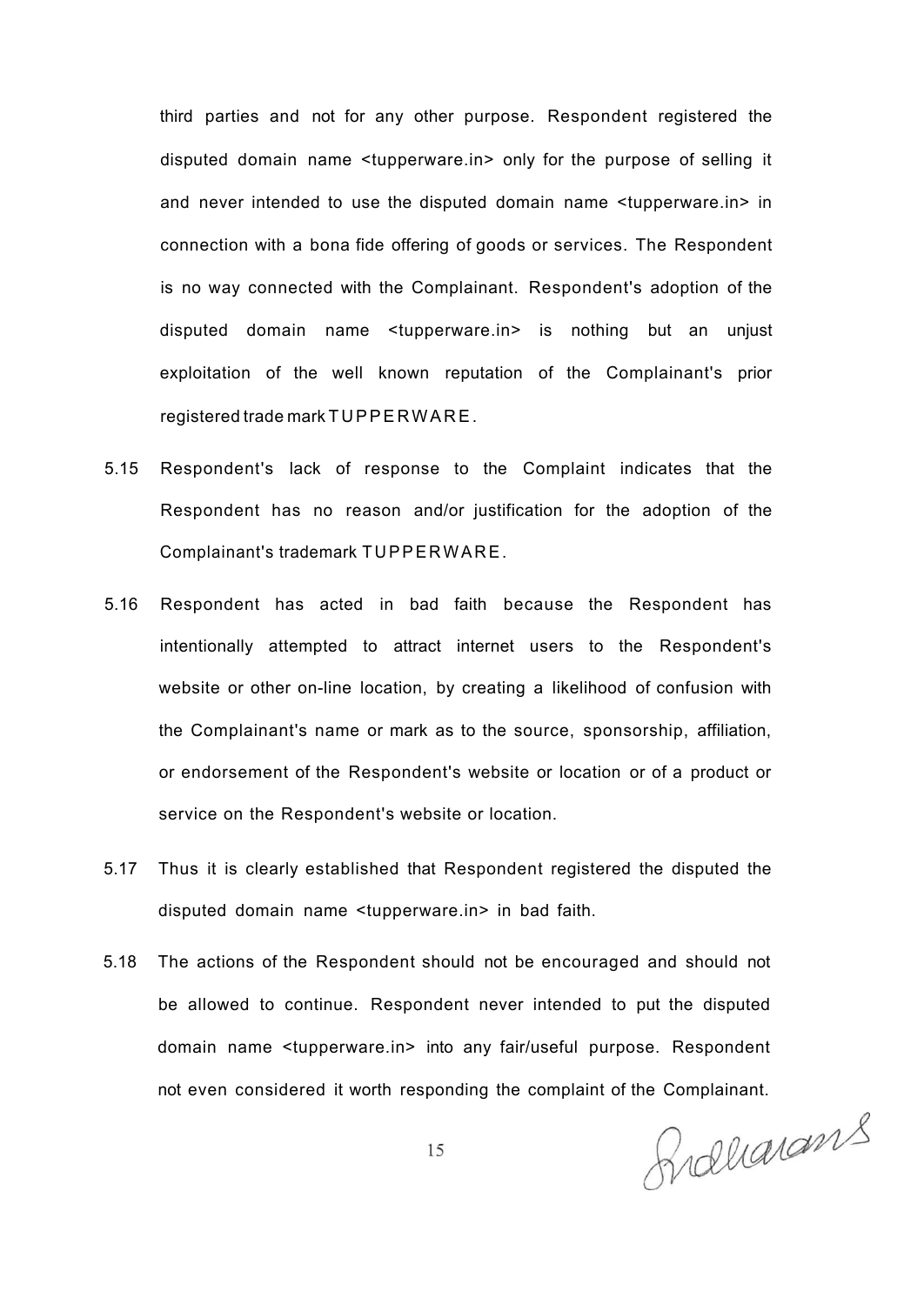third parties and not for any other purpose. Respondent registered the disputed domain name <tupperware.in> only for the purpose of selling it and never intended to use the disputed domain name <tupperware.in> in connection with a bona fide offering of goods or services. The Respondent is no way connected with the Complainant. Respondent's adoption of the disputed domain name <tupperware.in> is nothing but an unjust exploitation of the well known reputation of the Complainant's prior registered trade mark TUPPERWARE.

5.15 Respondent's lack of response to the Complaint indicates that the Respondent has no reason and/or justification for the adoption of the Complainant's trademark TUPPERWARE.

5.16 Respondent has acted in bad faith because the Respondent has intentionally attempted to attract internet users to the Respondent's website or other on-line location, by creating a likelihood of confusion with the Complainant's name or mark as to the source, sponsorship, affiliation, or endorsement of the Respondent's website or location or of a product or service on the Respondent's website or location.

5.17 Thus it is clearly established that Respondent registered the disputed the disputed domain name <tupperware.in> in bad faith.

5.18 The actions of the Respondent should not be encouraged and should not be allowed to continue. Respondent never intended to put the disputed domain name <tupperware.in> into any fair/useful purpose. Respondent not even considered it worth responding the complaint of the Complainant.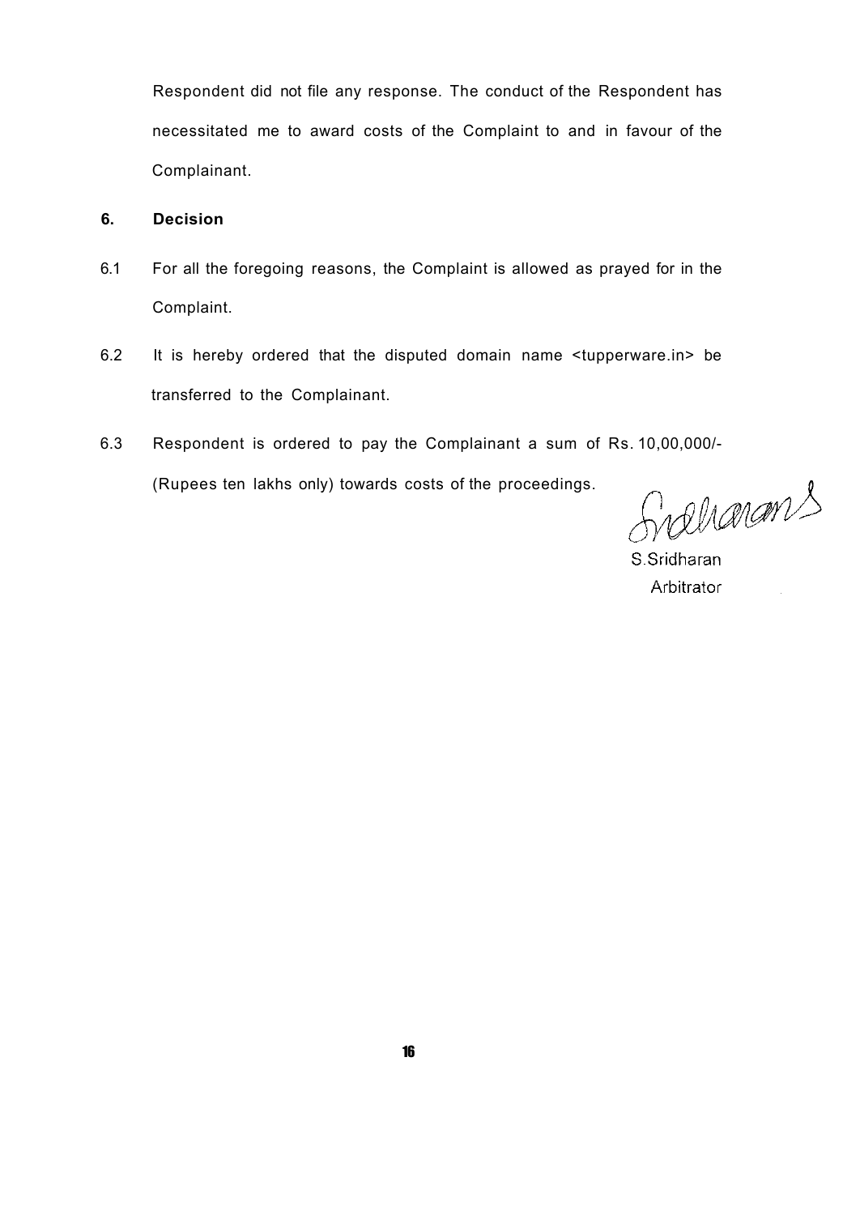Respondent did not file any response. The conduct of the Respondent has necessitated me to award costs of the Complaint to and in favour of the Complainant.

## 6. Decision

6.1 For all the foregoing reasons, the Complaint is allowed as prayed for in the Complaint.

6.2 It is hereby ordered that the disputed domain name <tupperware.in> be transferred to the Complainant.

6.3 Respondent is ordered to pay the Complainant a sum of Rs. 10,00,000/- (Rupees ten lakhs only) towards costs of the proceedings.

S.Sridharan
Arbitrator